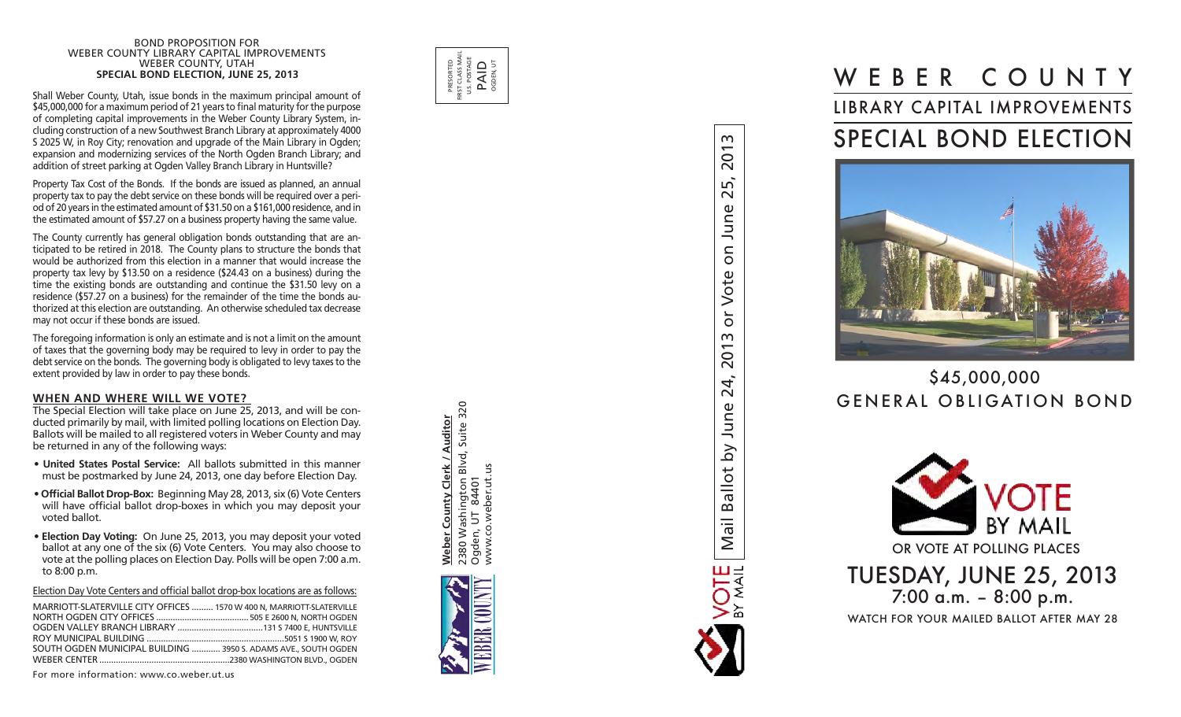# BOND PROPOSITION FOR WEBER COUNTY LIBRARY CAPITAL IMPROVEMENTS WEBER COUNTY, UTAH

## SPECIAL BOND ELECTION, JUNE 25, 2013

Shall Weber County, Utah, issue bonds in the maximum principal amount of $45,000,000 for a maximum period of 21 years to final maturity for the purpose of completing capital improvements in the Weber County Library System, including construction of a new Southwest Branch Library at approximately 4000 S 2025 W, in Roy City; renovation and upgrade of the Main Library in Ogden; expansion and modernizing services of the North Ogden Branch Library; and addition of street parking at Ogden Valley Branch Library in Huntsville?

Property Tax Cost of the Bonds. If the bonds are issued as planned, an annual property tax to pay the debt service on these bonds will be required over a period of 20 years in the estimated amount of $31.50 on a $161,000 residence, and in the estimated amount of $57.27 on a business property having the same value.

The County currently has general obligation bonds outstanding that are anticipated to be retired in 2018. The County plans to structure the bonds that would be authorized from this election in a manner that would increase the property tax levy by $13.50 on a residence ($24.43 on a business) during the time the existing bonds are outstanding and continue the $31.50 levy on a residence ($57.27 on a business) for the remainder of the time the bonds authorized at this election are outstanding. An otherwise scheduled tax decrease may not occur if these bonds are issued.

The foregoing information is only an estimate and is not a limit on the amount of taxes that the governing body may be required to levy in order to pay the debt service on the bonds. The governing body is obligated to levy taxes to the extent provided by law in order to pay these bonds.

### WHEN AND WHERE WILL WE VOTE?

The Special Election will take place on June 25, 2013, and will be conducted primarily by mail, with limited polling locations on Election Day. Ballots will be mailed to all registered voters in Weber County and may be returned in any of the following ways:

- **United States Postal Service:** All ballots submitted in this manner must be postmarked by June 24, 2013, one day before Election Day.
- **Official Ballot Drop-Box:** Beginning May 28, 2013, six (6) Vote Centers will have official ballot drop-boxes in which you may deposit your voted ballot.
- **Election Day Voting:** On June 25, 2013, you may deposit your voted ballot at any one of the six (6) Vote Centers. You may also choose to vote at the polling places on Election Day. Polls will be open 7:00 a.m. to 8:00 p.m.

Election Day Vote Centers and official ballot drop-box locations are as follows:

| Location | Address |
|---|---|
| MARRIOTT-SLATERVILLE CITY OFFICES | 1570 W 400 N, MARRIOTT-SLATERVILLE |
| NORTH OGDEN CITY OFFICES | 505 E 2600 N, NORTH OGDEN |
| OGDEN VALLEY BRANCH LIBRARY | 131 S 7400 E, HUNTSVILLE |
| ROY MUNICIPAL BUILDING | 5051 S 1900 W, ROY |
| SOUTH OGDEN MUNICIPAL BUILDING | 3950 S. ADAMS AVE., SOUTH OGDEN |
| WEBER CENTER | 2380 WASHINGTON BLVD., OGDEN |

For more information: www.co.weber.ut.us

PRESORTED FIRST CLASS MAIL U.S. POSTAGE PAID OGDEN, UT

WEBER COUNTY

**Weber County Clerk / Auditor**
2380 Washington Blvd, Suite 320
Ogden, UT 84401
www.co.weber.ut.us

VOTE BY MAIL | Mail Ballot by June 24, 2013 or Vote on June 25, 2013

# WEBER COUNTY

## LIBRARY CAPITAL IMPROVEMENTS

# SPECIAL BOND ELECTION

## $45,000,000 GENERAL OBLIGATION BOND

VOTE BY MAIL

OR VOTE AT POLLING PLACES

## TUESDAY, JUNE 25, 2013

7:00 a.m. – 8:00 p.m.

WATCH FOR YOUR MAILED BALLOT AFTER MAY 28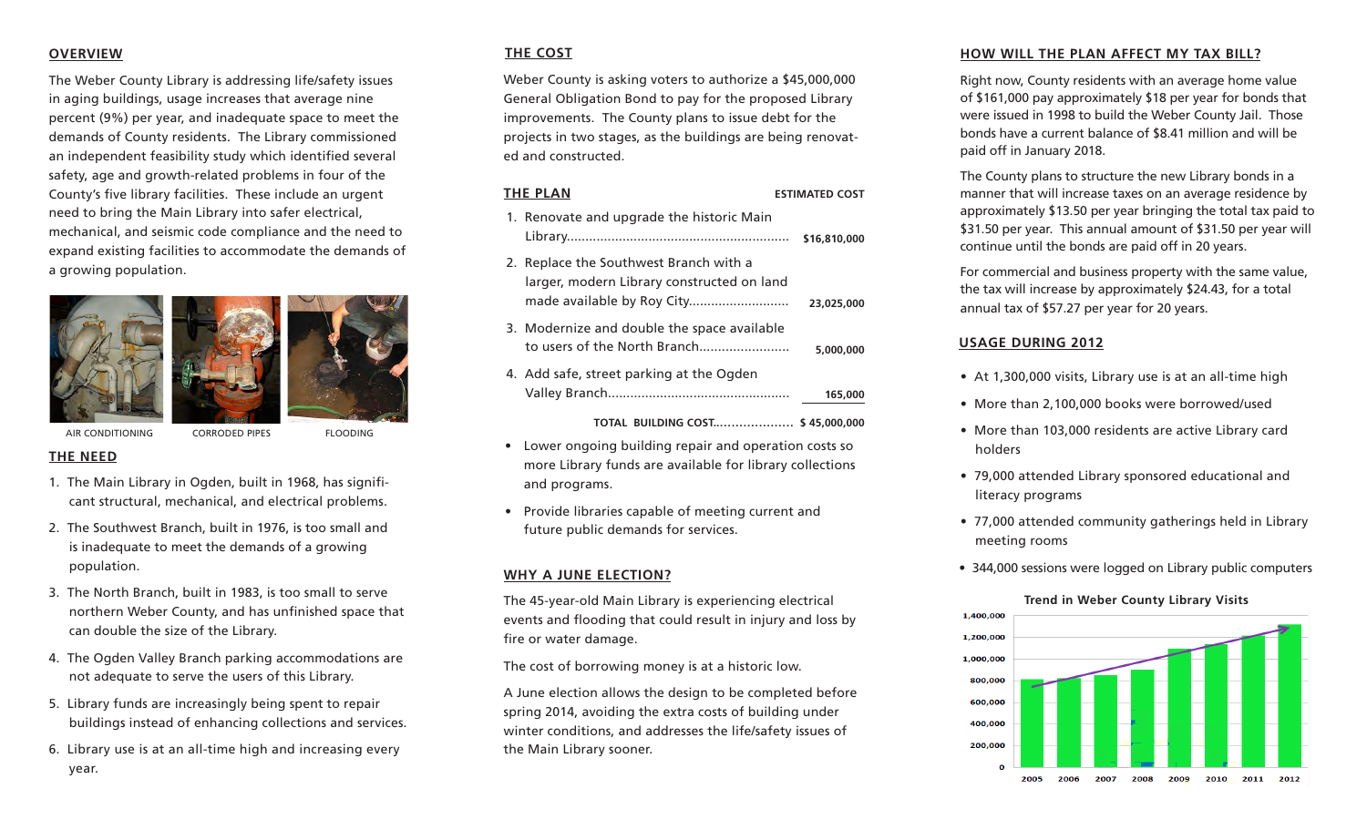## OVERVIEW

The Weber County Library is addressing life/safety issues in aging buildings, usage increases that average nine percent (9%) per year, and inadequate space to meet the demands of County residents. The Library commissioned an independent feasibility study which identified several safety, age and growth-related problems in four of the County's five library facilities. These include an urgent need to bring the Main Library into safer electrical, mechanical, and seismic code compliance and the need to expand existing facilities to accommodate the demands of a growing population.

AIR CONDITIONING

CORRODED PIPES

FLOODING

## THE NEED

1. The Main Library in Ogden, built in 1968, has significant structural, mechanical, and electrical problems.
2. The Southwest Branch, built in 1976, is too small and is inadequate to meet the demands of a growing population.
3. The North Branch, built in 1983, is too small to serve northern Weber County, and has unfinished space that can double the size of the Library.
4. The Ogden Valley Branch parking accommodations are not adequate to serve the users of this Library.
5. Library funds are increasingly being spent to repair buildings instead of enhancing collections and services.
6. Library use is at an all-time high and increasing every year.

## THE COST

Weber County is asking voters to authorize a $45,000,000 General Obligation Bond to pay for the proposed Library improvements. The County plans to issue debt for the projects in two stages, as the buildings are being renovated and constructed.

| THE PLAN | ESTIMATED COST |
|---|---|
| 1. Renovate and upgrade the historic Main Library | $16,810,000 |
| 2. Replace the Southwest Branch with a larger, modern Library constructed on land made available by Roy City | 23,025,000 |
| 3. Modernize and double the space available to users of the North Branch | 5,000,000 |
| 4. Add safe, street parking at the Ogden Valley Branch | 165,000 |
| TOTAL BUILDING COST | $ 45,000,000 |

- Lower ongoing building repair and operation costs so more Library funds are available for library collections and programs.
- Provide libraries capable of meeting current and future public demands for services.

## WHY A JUNE ELECTION?

The 45-year-old Main Library is experiencing electrical events and flooding that could result in injury and loss by fire or water damage.

The cost of borrowing money is at a historic low.

A June election allows the design to be completed before spring 2014, avoiding the extra costs of building under winter conditions, and addresses the life/safety issues of the Main Library sooner.

## HOW WILL THE PLAN AFFECT MY TAX BILL?

Right now, County residents with an average home value of $161,000 pay approximately $18 per year for bonds that were issued in 1998 to build the Weber County Jail. Those bonds have a current balance of $8.41 million and will be paid off in January 2018.

The County plans to structure the new Library bonds in a manner that will increase taxes on an average residence by approximately $13.50 per year bringing the total tax paid to $31.50 per year. This annual amount of $31.50 per year will continue until the bonds are paid off in 20 years.

For commercial and business property with the same value, the tax will increase by approximately $24.43, for a total annual tax of $57.27 per year for 20 years.

## USAGE DURING 2012

- At 1,300,000 visits, Library use is at an all-time high
- More than 2,100,000 books were borrowed/used
- More than 103,000 residents are active Library card holders
- 79,000 attended Library sponsored educational and literacy programs
- 77,000 attended community gatherings held in Library meeting rooms
- 344,000 sessions were logged on Library public computers

**Trend in Weber County Library Visits**

1,400,000
1,200,000
1,000,000
800,000
600,000
400,000
200,000
0

2005 2006 2007 2008 2009 2010 2011 2012